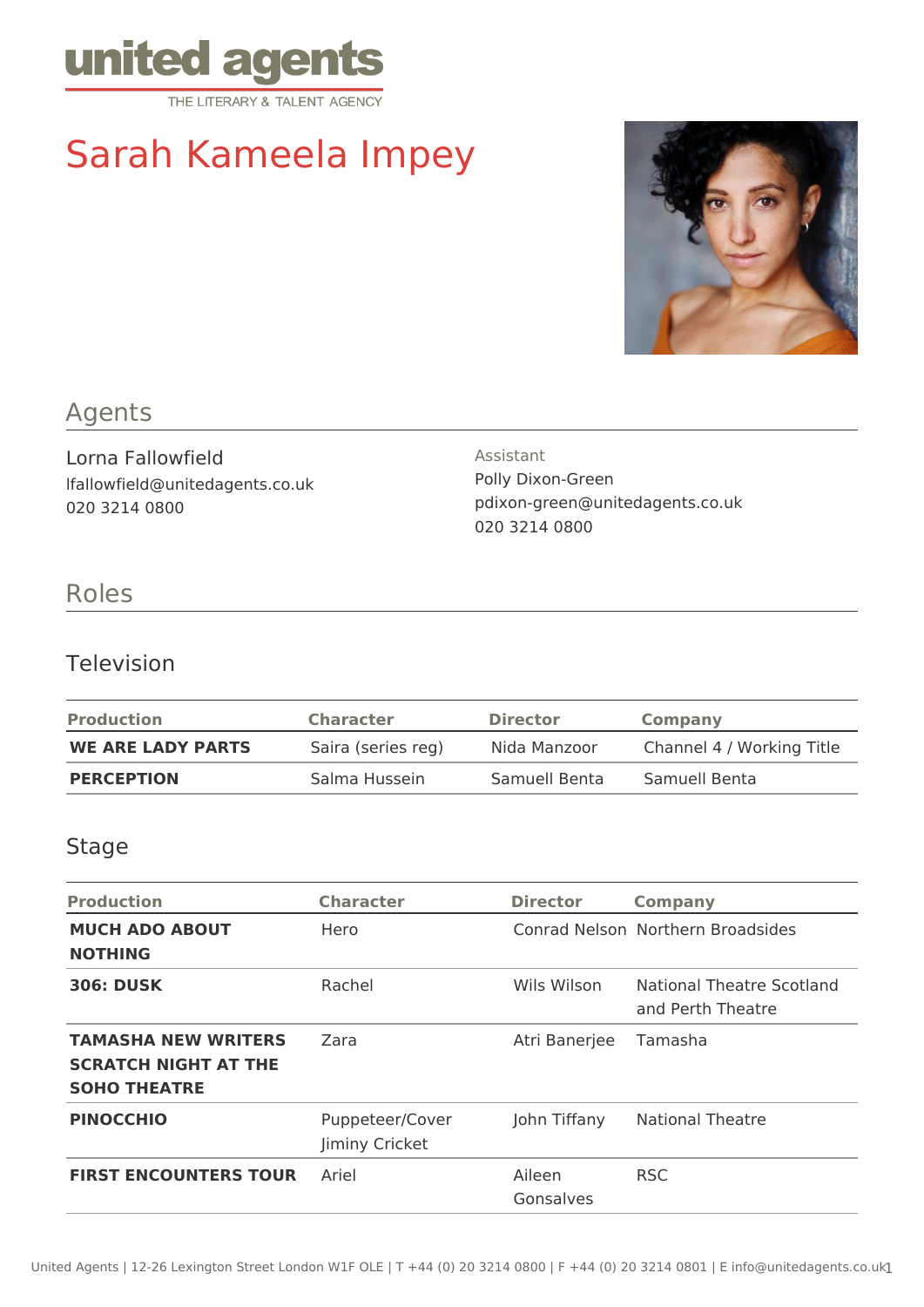united agents
THE LITERARY & TALENT AGENCY

# Sarah Kameela Impey

## Agents

Lorna Fallowfield
lfallowfield@unitedagents.co.uk
020 3214 0800

Assistant
Polly Dixon-Green
pdixon-green@unitedagents.co.uk
020 3214 0800

## Roles

### Television

| Production | Character | Director | Company |
|---|---|---|---|
| **WE ARE LADY PARTS** | Saira (series reg) | Nida Manzoor | Channel 4 / Working Title |
| **PERCEPTION** | Salma Hussein | Samuell Benta | Samuell Benta |

### Stage

| Production | Character | Director | Company |
|---|---|---|---|
| **MUCH ADO ABOUT NOTHING** | Hero | Conrad Nelson | Northern Broadsides |
| **306: DUSK** | Rachel | Wils Wilson | National Theatre Scotland and Perth Theatre |
| **TAMASHA NEW WRITERS SCRATCH NIGHT AT THE SOHO THEATRE** | Zara | Atri Banerjee | Tamasha |
| **PINOCCHIO** | Puppeteer/Cover Jiminy Cricket | John Tiffany | National Theatre |
| **FIRST ENCOUNTERS TOUR** | Ariel | Aileen Gonsalves | RSC |

United Agents | 12-26 Lexington Street London W1F OLE | T +44 (0) 20 3214 0800 | F +44 (0) 20 3214 0801 | E info@unitedagents.co.uk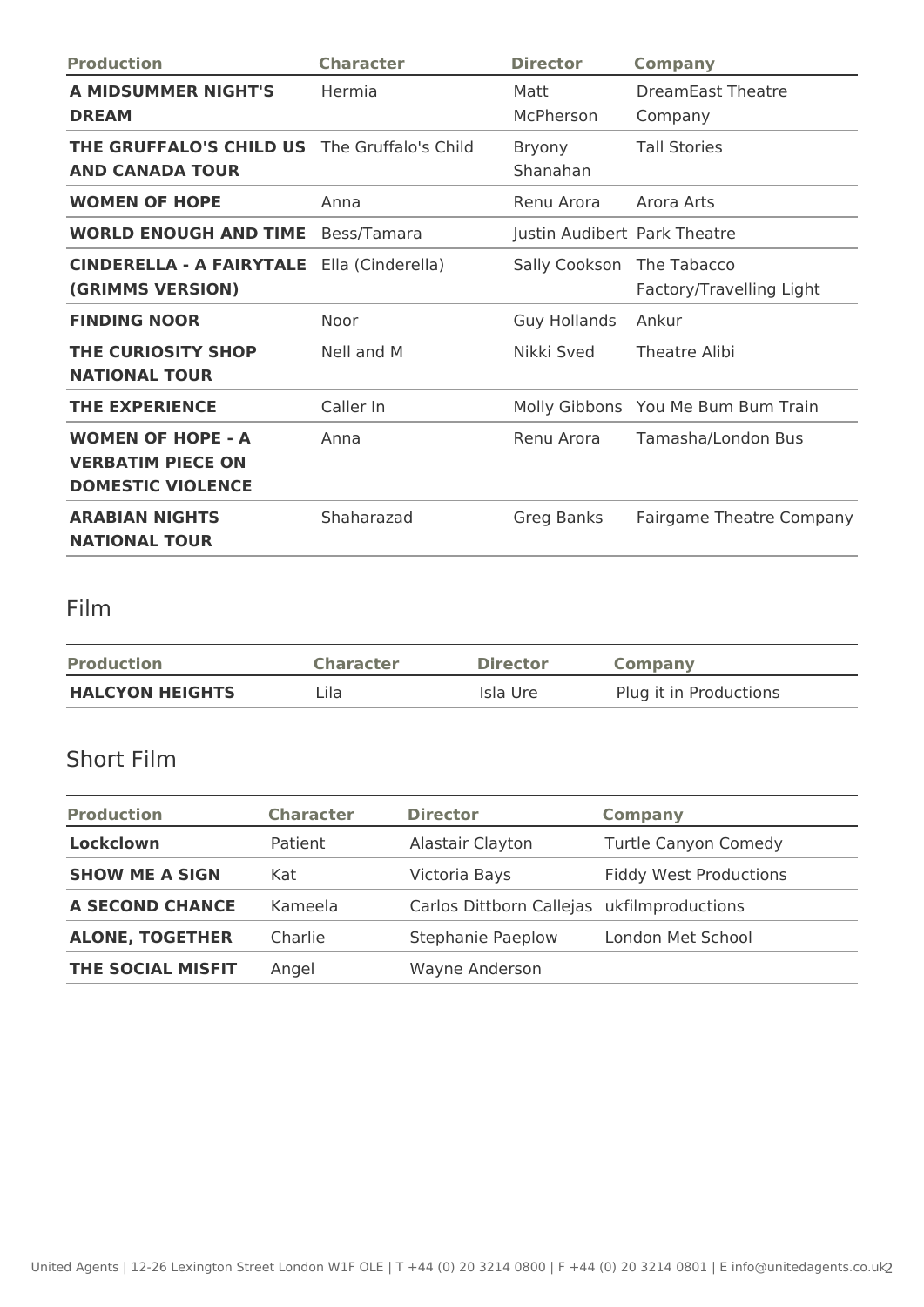| Production | Character | Director | Company |
|---|---|---|---|
| **A MIDSUMMER NIGHT'S DREAM** | Hermia | Matt McPherson | DreamEast Theatre Company |
| **THE GRUFFALO'S CHILD US AND CANADA TOUR** | The Gruffalo's Child | Bryony Shanahan | Tall Stories |
| **WOMEN OF HOPE** | Anna | Renu Arora | Arora Arts |
| **WORLD ENOUGH AND TIME** | Bess/Tamara | Justin Audibert | Park Theatre |
| **CINDERELLA - A FAIRYTALE (GRIMMS VERSION)** | Ella (Cinderella) | Sally Cookson | The Tabacco Factory/Travelling Light |
| **FINDING NOOR** | Noor | Guy Hollands | Ankur |
| **THE CURIOSITY SHOP NATIONAL TOUR** | Nell and M | Nikki Sved | Theatre Alibi |
| **THE EXPERIENCE** | Caller In | Molly Gibbons | You Me Bum Bum Train |
| **WOMEN OF HOPE - A VERBATIM PIECE ON DOMESTIC VIOLENCE** | Anna | Renu Arora | Tamasha/London Bus |
| **ARABIAN NIGHTS NATIONAL TOUR** | Shaharazad | Greg Banks | Fairgame Theatre Company |

## Film

| Production | Character | Director | Company |
|---|---|---|---|
| **HALCYON HEIGHTS** | Lila | Isla Ure | Plug it in Productions |

## Short Film

| Production | Character | Director | Company |
|---|---|---|---|
| **Lockclown** | Patient | Alastair Clayton | Turtle Canyon Comedy |
| **SHOW ME A SIGN** | Kat | Victoria Bays | Fiddy West Productions |
| **A SECOND CHANCE** | Kameela | Carlos Dittborn Callejas | ukfilmproductions |
| **ALONE, TOGETHER** | Charlie | Stephanie Paeplow | London Met School |
| **THE SOCIAL MISFIT** | Angel | Wayne Anderson | |